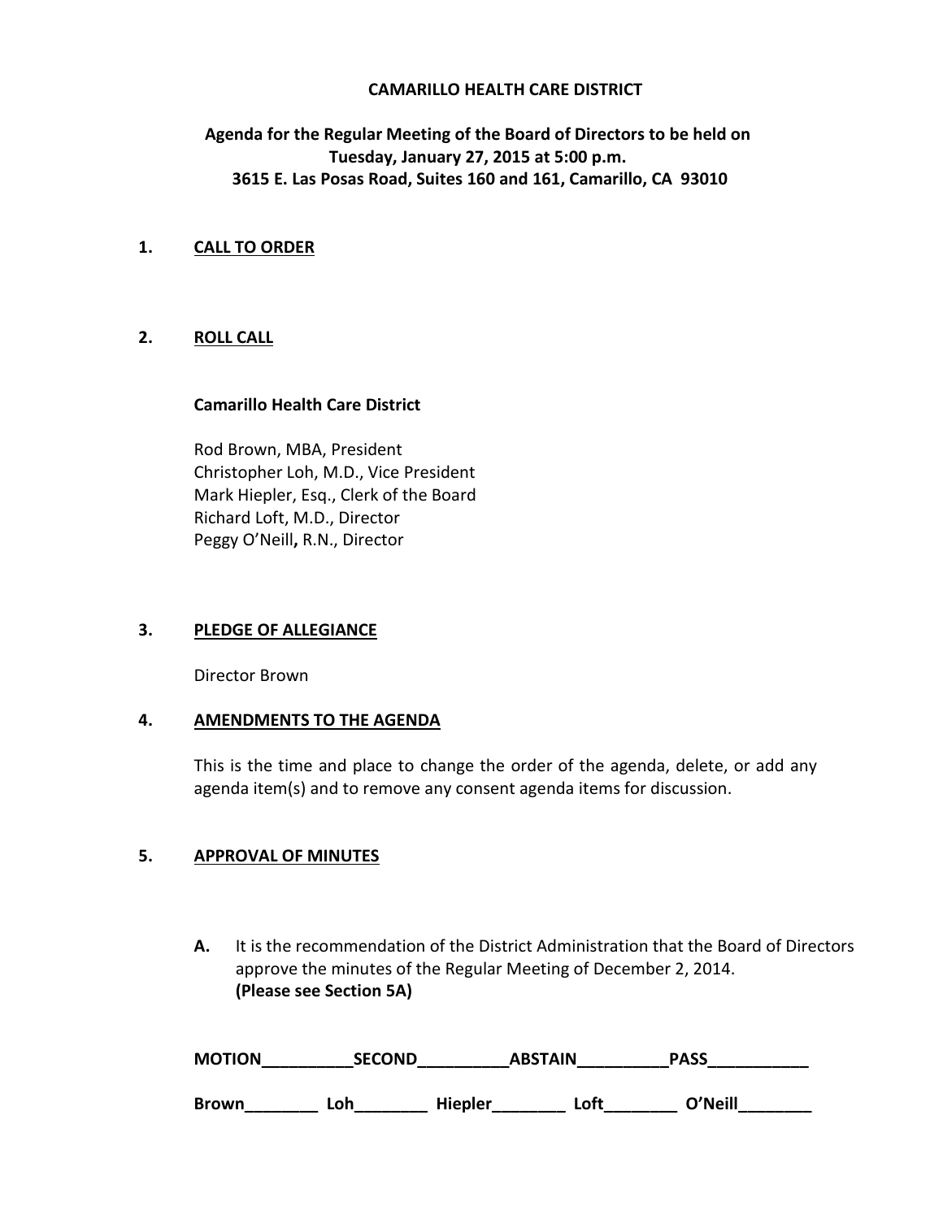**CAMARILLO HEALTH CARE DISTRICT**

**Agenda for the Regular Meeting of the Board of Directors to be held on Tuesday, January 27, 2015 at 5:00 p.m.**
**3615 E. Las Posas Road, Suites 160 and 161, Camarillo, CA 93010**

**1. CALL TO ORDER**

**2. ROLL CALL**

**Camarillo Health Care District**

Rod Brown, MBA, President
Christopher Loh, M.D., Vice President
Mark Hiepler, Esq., Clerk of the Board
Richard Loft, M.D., Director
Peggy O'Neill**,** R.N., Director

**3. PLEDGE OF ALLEGIANCE**

Director Brown

**4. AMENDMENTS TO THE AGENDA**

This is the time and place to change the order of the agenda, delete, or add any agenda item(s) and to remove any consent agenda items for discussion.

**5. APPROVAL OF MINUTES**

**A.** It is the recommendation of the District Administration that the Board of Directors approve the minutes of the Regular Meeting of December 2, 2014.
**(Please see Section 5A)**

**MOTION__________SECOND__________ABSTAIN__________PASS___________**

**Brown________ Loh________ Hiepler________ Loft________ O'Neill________**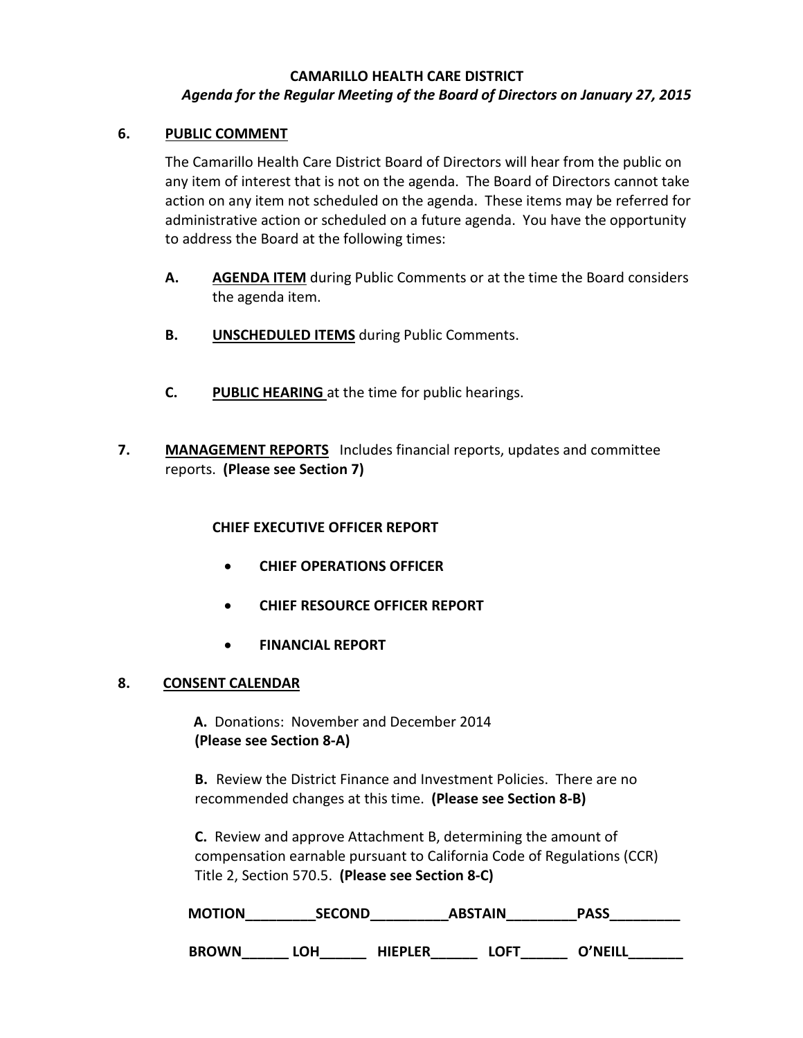**CAMARILLO HEALTH CARE DISTRICT**
***Agenda for the Regular Meeting of the Board of Directors on January 27, 2015***

**6. PUBLIC COMMENT**

The Camarillo Health Care District Board of Directors will hear from the public on any item of interest that is not on the agenda. The Board of Directors cannot take action on any item not scheduled on the agenda. These items may be referred for administrative action or scheduled on a future agenda. You have the opportunity to address the Board at the following times:

**A.** **AGENDA ITEM** during Public Comments or at the time the Board considers the agenda item.

**B.** **UNSCHEDULED ITEMS** during Public Comments.

**C.** **PUBLIC HEARING** at the time for public hearings.

**7. MANAGEMENT REPORTS** Includes financial reports, updates and committee reports. **(Please see Section 7)**

**CHIEF EXECUTIVE OFFICER REPORT**

- **CHIEF OPERATIONS OFFICER**
- **CHIEF RESOURCE OFFICER REPORT**
- **FINANCIAL REPORT**

**8. CONSENT CALENDAR**

**A.** Donations: November and December 2014 **(Please see Section 8-A)**

**B.** Review the District Finance and Investment Policies. There are no recommended changes at this time. **(Please see Section 8-B)**

**C.** Review and approve Attachment B, determining the amount of compensation earnable pursuant to California Code of Regulations (CCR) Title 2, Section 570.5. **(Please see Section 8-C)**

**MOTION_________SECOND__________ABSTAIN_________PASS_________**

**BROWN______ LOH______ HIEPLER______ LOFT______ O'NEILL_______**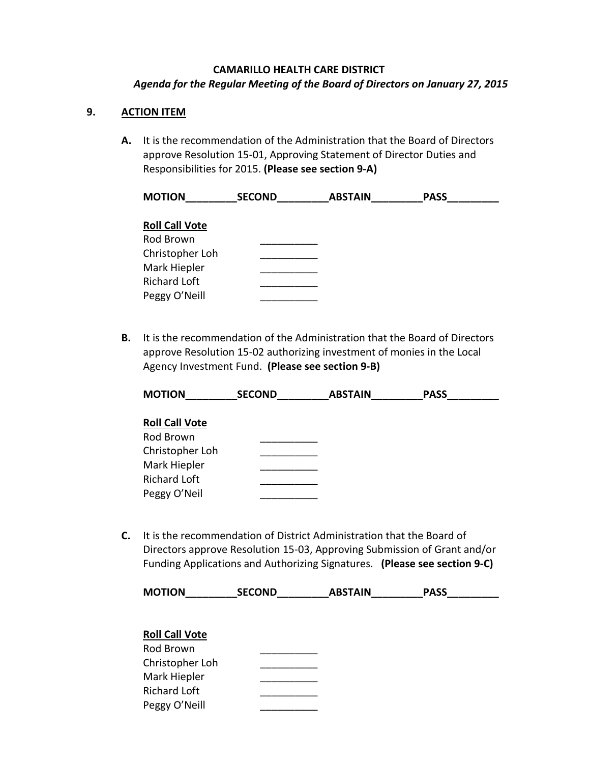**CAMARILLO HEALTH CARE DISTRICT**

***Agenda for the Regular Meeting of the Board of Directors on January 27, 2015***

## 9. ACTION ITEM

**A.** It is the recommendation of the Administration that the Board of Directors approve Resolution 15-01, Approving Statement of Director Duties and Responsibilities for 2015. **(Please see section 9-A)**

**MOTION_________SECOND_________ABSTAIN_________PASS_________**

**Roll Call Vote**

Rod Brown __________

Christopher Loh __________

Mark Hiepler __________

Richard Loft __________

Peggy O'Neill __________

**B.** It is the recommendation of the Administration that the Board of Directors approve Resolution 15-02 authorizing investment of monies in the Local Agency Investment Fund. **(Please see section 9-B)**

**MOTION_________SECOND_________ABSTAIN_________PASS_________**

**Roll Call Vote**

Rod Brown __________

Christopher Loh __________

Mark Hiepler __________

Richard Loft __________

Peggy O'Neil __________

**C.** It is the recommendation of District Administration that the Board of Directors approve Resolution 15-03, Approving Submission of Grant and/or Funding Applications and Authorizing Signatures. **(Please see section 9-C)**

**MOTION_________SECOND_________ABSTAIN_________PASS_________**

**Roll Call Vote**

Rod Brown __________

Christopher Loh __________

Mark Hiepler __________

Richard Loft __________

Peggy O'Neill __________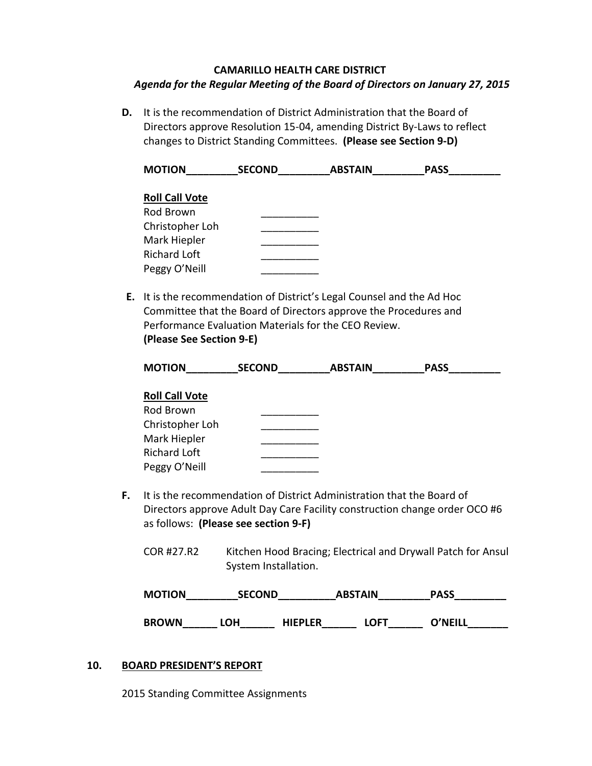**D.** It is the recommendation of District Administration that the Board of Directors approve Resolution 15-04, amending District By-Laws to reflect changes to District Standing Committees. **(Please see Section 9-D)**

**MOTION_________SECOND_________ABSTAIN_________PASS_________**

**Roll Call Vote**

Rod Brown __________
Christopher Loh __________
Mark Hiepler __________
Richard Loft __________
Peggy O'Neill __________

**E.** It is the recommendation of District's Legal Counsel and the Ad Hoc Committee that the Board of Directors approve the Procedures and Performance Evaluation Materials for the CEO Review.
**(Please See Section 9-E)**

**MOTION_________SECOND_________ABSTAIN_________PASS_________**

**Roll Call Vote**

Rod Brown __________
Christopher Loh __________
Mark Hiepler __________
Richard Loft __________
Peggy O'Neill __________

**F.** It is the recommendation of District Administration that the Board of Directors approve Adult Day Care Facility construction change order OCO #6 as follows: **(Please see section 9-F)**

COR #27.R2 Kitchen Hood Bracing; Electrical and Drywall Patch for Ansul System Installation.

**MOTION_________SECOND__________ABSTAIN_________PASS_________**

**BROWN______ LOH______ HIEPLER______ LOFT______ O'NEILL_______**

## 10. BOARD PRESIDENT'S REPORT

2015 Standing Committee Assignments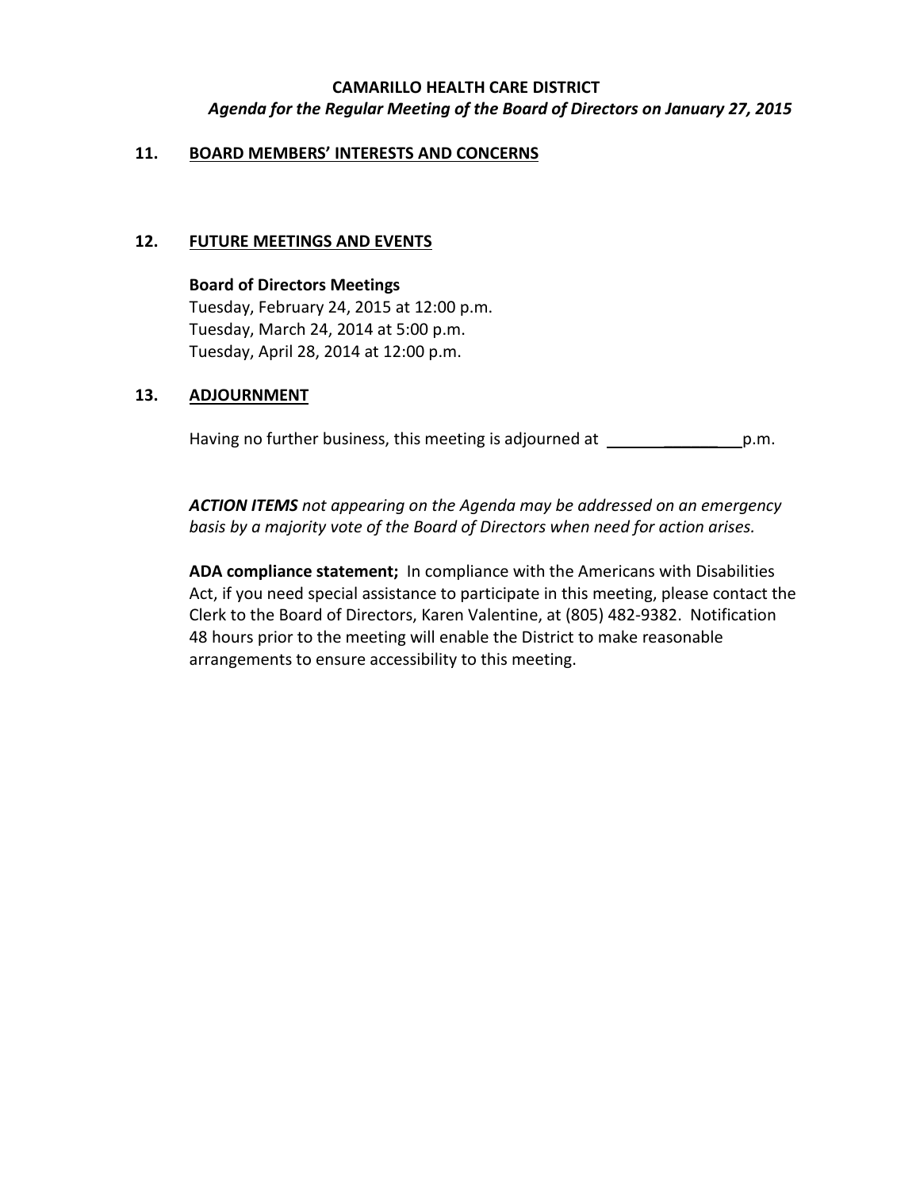**CAMARILLO HEALTH CARE DISTRICT**

***Agenda for the Regular Meeting of the Board of Directors on January 27, 2015***

## 11. BOARD MEMBERS' INTERESTS AND CONCERNS

## 12. FUTURE MEETINGS AND EVENTS

**Board of Directors Meetings**

Tuesday, February 24, 2015 at 12:00 p.m.
Tuesday, March 24, 2014 at 5:00 p.m.
Tuesday, April 28, 2014 at 12:00 p.m.

## 13. ADJOURNMENT

Having no further business, this meeting is adjourned at ______________ p.m.

***ACTION ITEMS*** *not appearing on the Agenda may be addressed on an emergency basis by a majority vote of the Board of Directors when need for action arises.*

**ADA compliance statement;** In compliance with the Americans with Disabilities Act, if you need special assistance to participate in this meeting, please contact the Clerk to the Board of Directors, Karen Valentine, at (805) 482-9382. Notification 48 hours prior to the meeting will enable the District to make reasonable arrangements to ensure accessibility to this meeting.